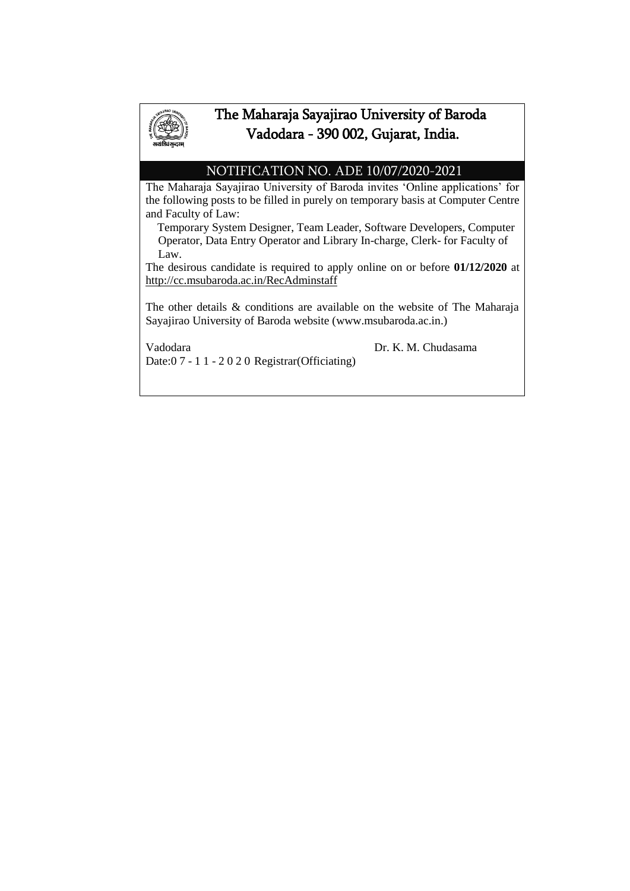# The Maharaja Sayajirao University of Baroda

## Vadodara - 390 002, Gujarat, India.

## NOTIFICATION NO. ADE 10/07/2020-2021

The Maharaja Sayajirao University of Baroda invites 'Online applications' for the following posts to be filled in purely on temporary basis at Computer Centre and Faculty of Law:

Temporary System Designer, Team Leader, Software Developers, Computer Operator, Data Entry Operator and Library In-charge, Clerk- for Faculty of Law.

The desirous candidate is required to apply online on or before **01/12/2020** at http://cc.msubaroda.ac.in/RecAdminstaff

The other details & conditions are available on the website of The Maharaja Sayajirao University of Baroda website (www.msubaroda.ac.in.)

Vadodara

Date:07-11-2020

Dr. K. M. Chudasama

Registrar(Officiating)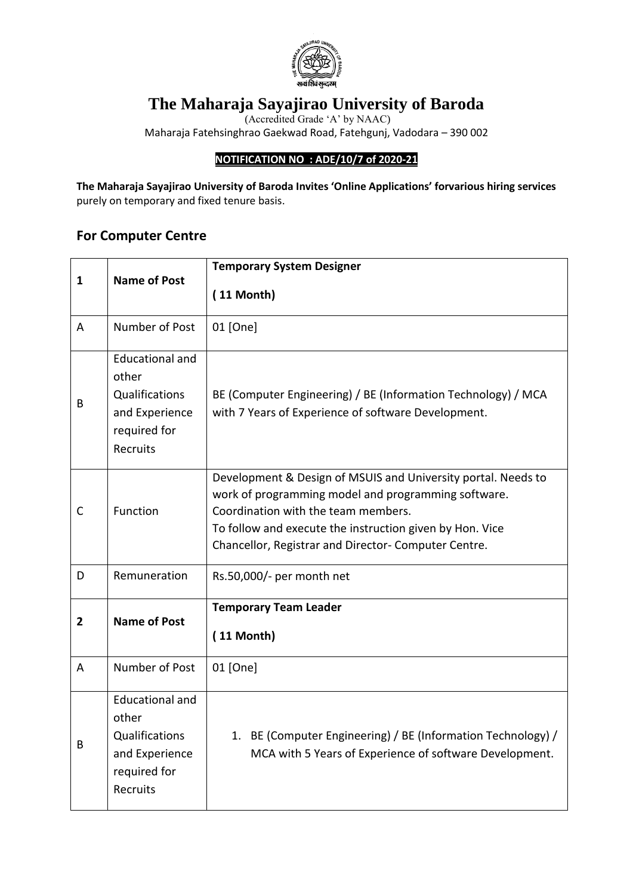# The Maharaja Sayajirao University of Baroda

(Accredited Grade 'A' by NAAC)

Maharaja Fatehsinghrao Gaekwad Road, Fatehgunj, Vadodara – 390 002

**NOTIFICATION NO : ADE/10/7 of 2020-21**

**The Maharaja Sayajirao University of Baroda Invites 'Online Applications' forvarious hiring services** purely on temporary and fixed tenure basis.

## For Computer Centre

| | | |
|---|---|---|
| **1** | **Name of Post** | **Temporary System Designer**<br>**( 11 Month)** |
| A | Number of Post | 01 [One] |
| B | Educational and other Qualifications and Experience required for Recruits | BE (Computer Engineering) / BE (Information Technology) / MCA with 7 Years of Experience of software Development. |
| C | Function | Development & Design of MSUIS and University portal. Needs to work of programming model and programming software.<br>Coordination with the team members.<br>To follow and execute the instruction given by Hon. Vice Chancellor, Registrar and Director- Computer Centre. |
| D | Remuneration | Rs.50,000/- per month net |
| **2** | **Name of Post** | **Temporary Team Leader**<br>**( 11 Month)** |
| A | Number of Post | 01 [One] |
| B | Educational and other Qualifications and Experience required for Recruits | 1. BE (Computer Engineering) / BE (Information Technology) / MCA with 5 Years of Experience of software Development. |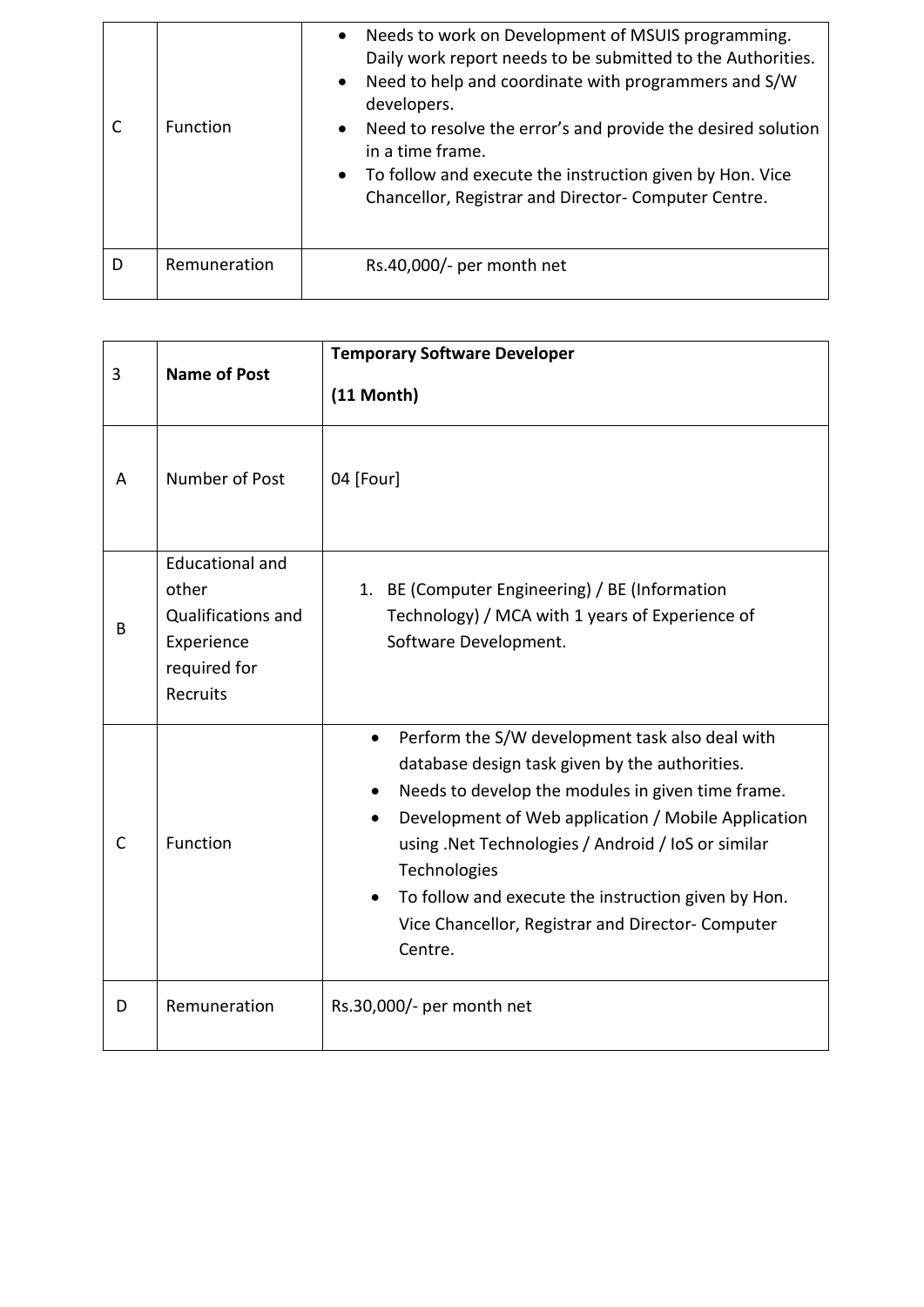| C | Function | • Needs to work on Development of MSUIS programming. Daily work report needs to be submitted to the Authorities.<br>• Need to help and coordinate with programmers and S/W developers.<br>• Need to resolve the error's and provide the desired solution in a time frame.<br>• To follow and execute the instruction given by Hon. Vice Chancellor, Registrar and Director- Computer Centre. |
|---|---|---|
| D | Remuneration | Rs.40,000/- per month net |

| 3 | **Name of Post** | **Temporary Software Developer**<br><br>**(11 Month)** |
|---|---|---|
| A | Number of Post | 04 [Four] |
| B | Educational and other Qualifications and Experience required for Recruits | 1. BE (Computer Engineering) / BE (Information Technology) / MCA with 1 years of Experience of Software Development. |
| C | Function | • Perform the S/W development task also deal with database design task given by the authorities.<br>• Needs to develop the modules in given time frame.<br>• Development of Web application / Mobile Application using .Net Technologies / Android / IoS or similar Technologies<br>• To follow and execute the instruction given by Hon. Vice Chancellor, Registrar and Director- Computer Centre. |
| D | Remuneration | Rs.30,000/- per month net |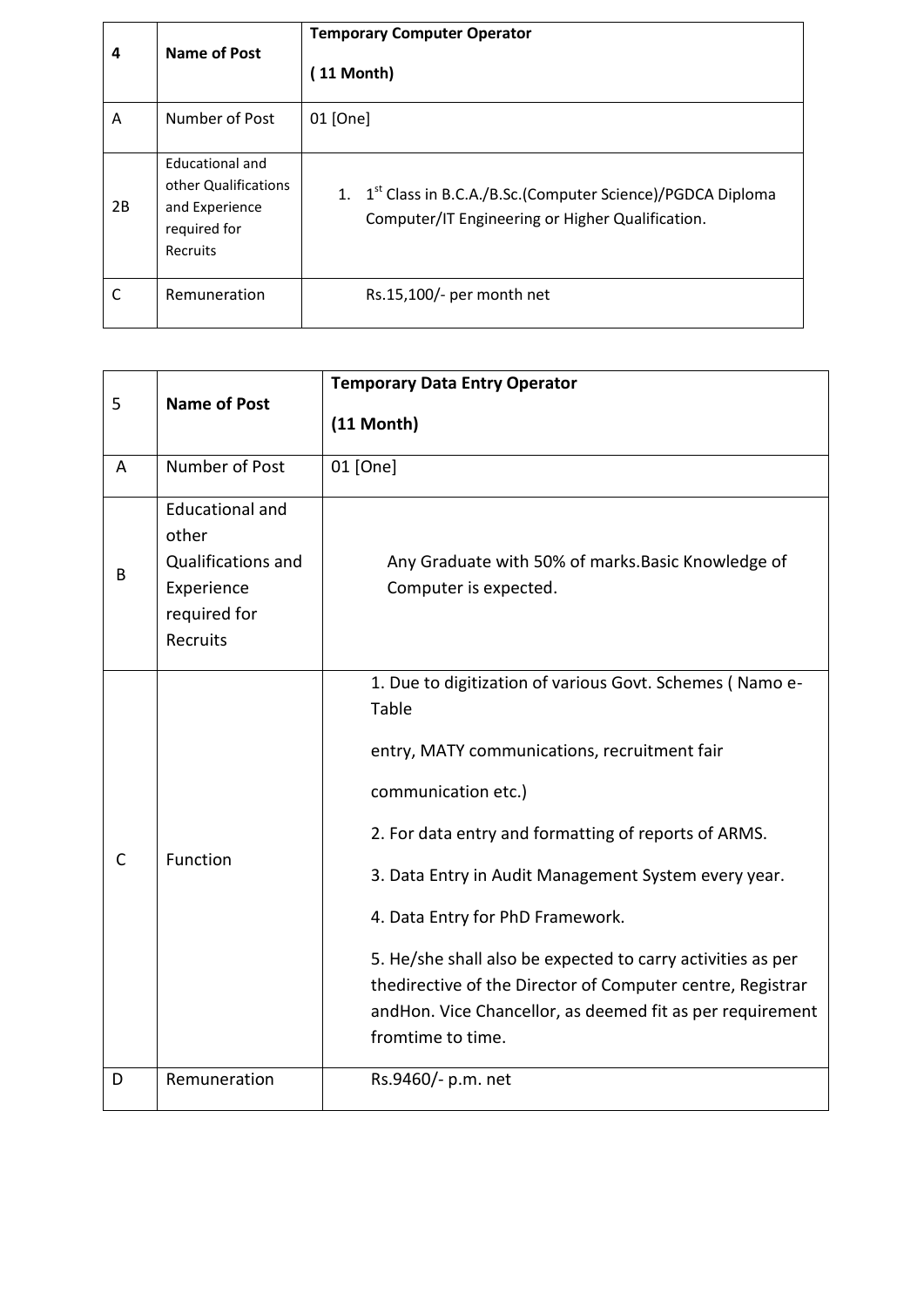| 4 | **Name of Post** | **Temporary Computer Operator** <br><br> **( 11 Month)** |
| --- | --- | --- |
| A | Number of Post | 01 [One] |
| 2B | Educational and other Qualifications and Experience required for Recruits | 1. 1st Class in B.C.A./B.Sc.(Computer Science)/PGDCA Diploma Computer/IT Engineering or Higher Qualification. |
| C | Remuneration | Rs.15,100/- per month net |

| 5 | **Name of Post** | **Temporary Data Entry Operator** <br><br> **(11 Month)** |
| --- | --- | --- |
| A | Number of Post | 01 [One] |
| B | Educational and other Qualifications and Experience required for Recruits | Any Graduate with 50% of marks.Basic Knowledge of Computer is expected. |
| C | Function | 1. Due to digitization of various Govt. Schemes ( Namo e-Table <br><br> entry, MATY communications, recruitment fair <br><br> communication etc.) <br><br> 2. For data entry and formatting of reports of ARMS. <br><br> 3. Data Entry in Audit Management System every year. <br><br> 4. Data Entry for PhD Framework. <br><br> 5. He/she shall also be expected to carry activities as per thedirective of the Director of Computer centre, Registrar andHon. Vice Chancellor, as deemed fit as per requirement fromtime to time. |
| D | Remuneration | Rs.9460/- p.m. net |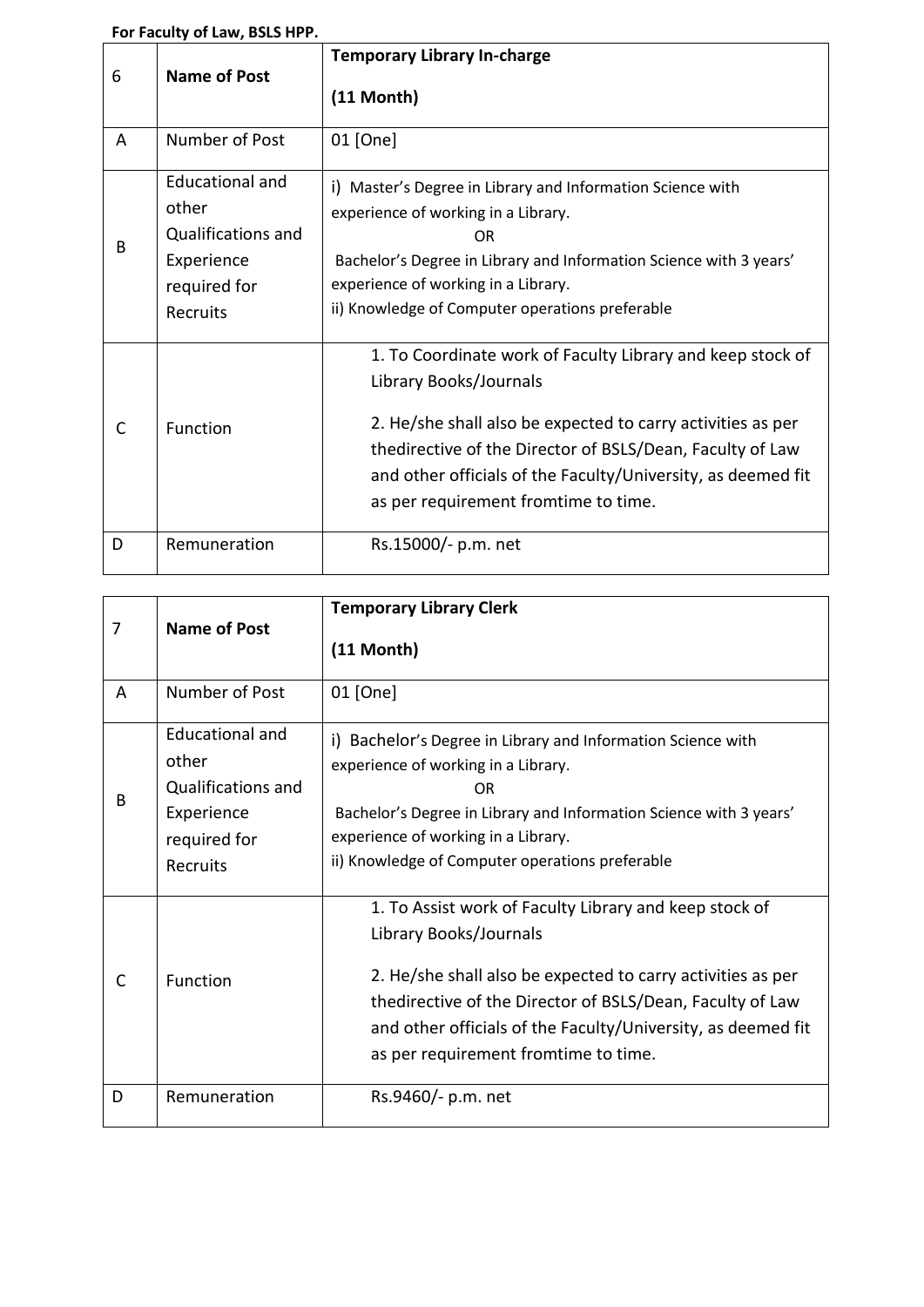**For Faculty of Law, BSLS HPP.**

| 6 | **Name of Post** | **Temporary Library In-charge**<br><br>**(11 Month)** |
|---|---|---|
| A | Number of Post | 01 [One] |
| B | Educational and other Qualifications and Experience required for Recruits | i) Master's Degree in Library and Information Science with experience of working in a Library.<br>OR<br>Bachelor's Degree in Library and Information Science with 3 years' experience of working in a Library.<br>ii) Knowledge of Computer operations preferable |
| C | Function | 1. To Coordinate work of Faculty Library and keep stock of Library Books/Journals<br><br>2. He/she shall also be expected to carry activities as per thedirective of the Director of BSLS/Dean, Faculty of Law and other officials of the Faculty/University, as deemed fit as per requirement fromtime to time. |
| D | Remuneration | Rs.15000/- p.m. net |

| 7 | **Name of Post** | **Temporary Library Clerk**<br><br>**(11 Month)** |
|---|---|---|
| A | Number of Post | 01 [One] |
| B | Educational and other Qualifications and Experience required for Recruits | i) Bachelor's Degree in Library and Information Science with experience of working in a Library.<br>OR<br>Bachelor's Degree in Library and Information Science with 3 years' experience of working in a Library.<br>ii) Knowledge of Computer operations preferable |
| C | Function | 1. To Assist work of Faculty Library and keep stock of Library Books/Journals<br><br>2. He/she shall also be expected to carry activities as per thedirective of the Director of BSLS/Dean, Faculty of Law and other officials of the Faculty/University, as deemed fit as per requirement fromtime to time. |
| D | Remuneration | Rs.9460/- p.m. net |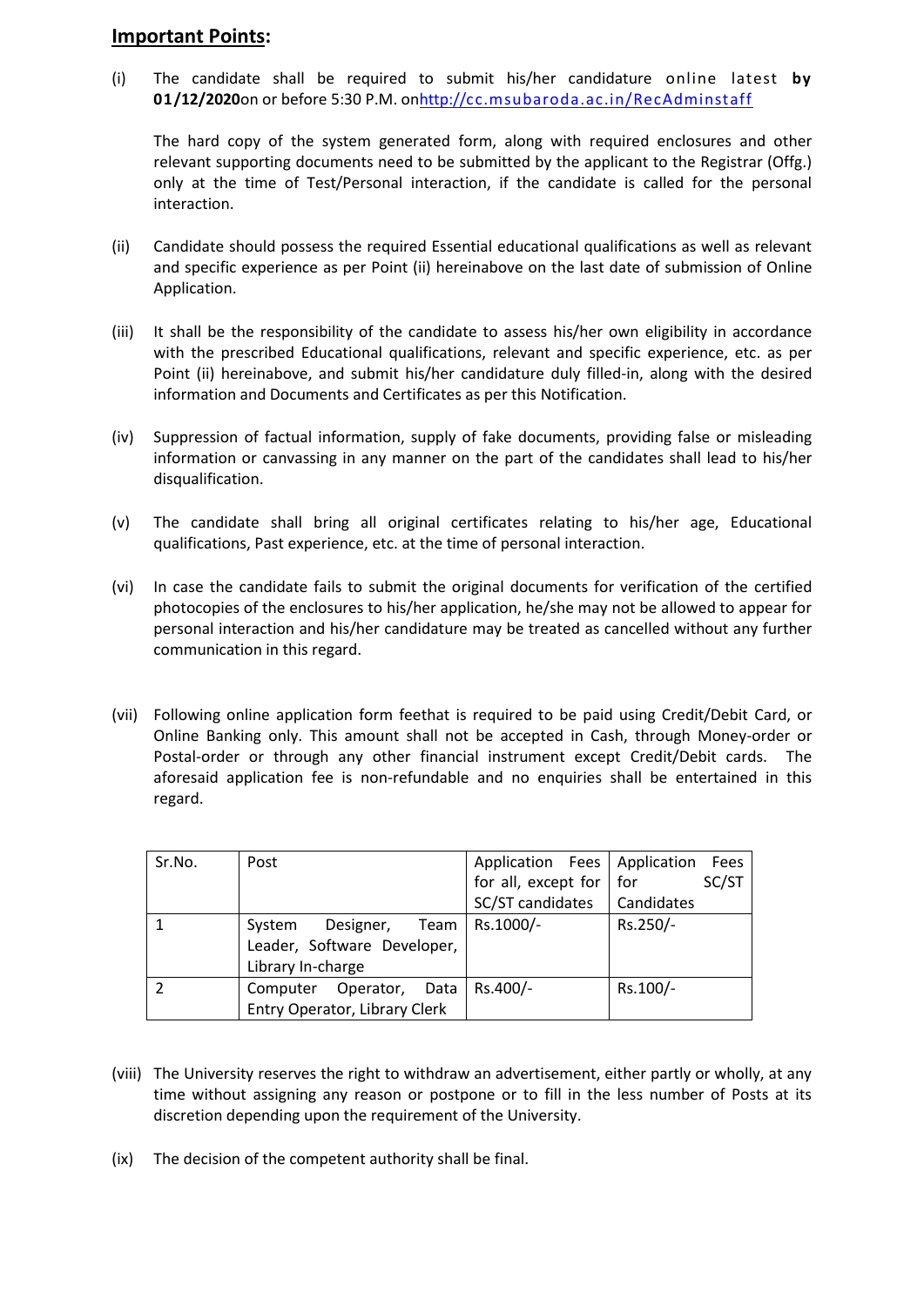## **Important Points:**

(i) The candidate shall be required to submit his/her candidature online latest **by 01/12/2020**on or before 5:30 P.M. on[http://cc.msubaroda.ac.in/RecAdminstaff](http://cc.msubaroda.ac.in/RecAdminstaff)

The hard copy of the system generated form, along with required enclosures and other relevant supporting documents need to be submitted by the applicant to the Registrar (Offg.) only at the time of Test/Personal interaction, if the candidate is called for the personal interaction.

(ii) Candidate should possess the required Essential educational qualifications as well as relevant and specific experience as per Point (ii) hereinabove on the last date of submission of Online Application.

(iii) It shall be the responsibility of the candidate to assess his/her own eligibility in accordance with the prescribed Educational qualifications, relevant and specific experience, etc. as per Point (ii) hereinabove, and submit his/her candidature duly filled-in, along with the desired information and Documents and Certificates as per this Notification.

(iv) Suppression of factual information, supply of fake documents, providing false or misleading information or canvassing in any manner on the part of the candidates shall lead to his/her disqualification.

(v) The candidate shall bring all original certificates relating to his/her age, Educational qualifications, Past experience, etc. at the time of personal interaction.

(vi) In case the candidate fails to submit the original documents for verification of the certified photocopies of the enclosures to his/her application, he/she may not be allowed to appear for personal interaction and his/her candidature may be treated as cancelled without any further communication in this regard.

(vii) Following online application form feethat is required to be paid using Credit/Debit Card, or Online Banking only. This amount shall not be accepted in Cash, through Money-order or Postal-order or through any other financial instrument except Credit/Debit cards. The aforesaid application fee is non-refundable and no enquiries shall be entertained in this regard.

| Sr.No. | Post | Application Fees for all, except for SC/ST candidates | Application Fees for SC/ST Candidates |
|---|---|---|---|
| 1 | System Designer, Team Leader, Software Developer, Library In-charge | Rs.1000/- | Rs.250/- |
| 2 | Computer Operator, Data Entry Operator, Library Clerk | Rs.400/- | Rs.100/- |

(viii) The University reserves the right to withdraw an advertisement, either partly or wholly, at any time without assigning any reason or postpone or to fill in the less number of Posts at its discretion depending upon the requirement of the University.

(ix) The decision of the competent authority shall be final.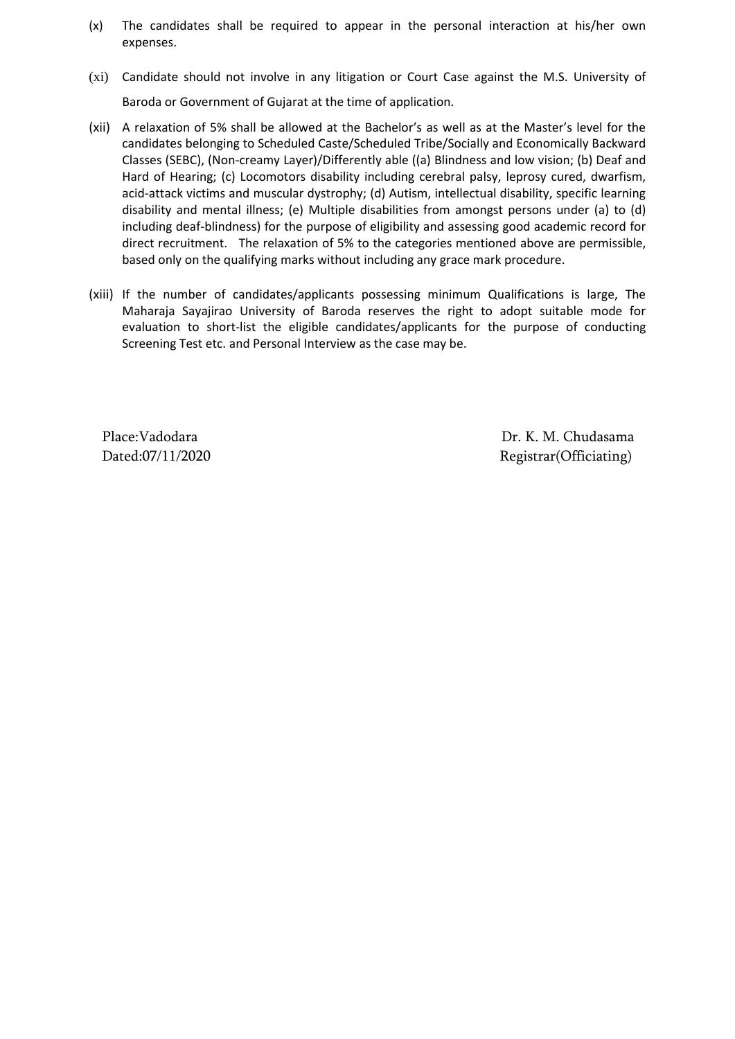(x) The candidates shall be required to appear in the personal interaction at his/her own expenses.

(xi) Candidate should not involve in any litigation or Court Case against the M.S. University of Baroda or Government of Gujarat at the time of application.

(xii) A relaxation of 5% shall be allowed at the Bachelor's as well as at the Master's level for the candidates belonging to Scheduled Caste/Scheduled Tribe/Socially and Economically Backward Classes (SEBC), (Non-creamy Layer)/Differently able ((a) Blindness and low vision; (b) Deaf and Hard of Hearing; (c) Locomotors disability including cerebral palsy, leprosy cured, dwarfism, acid-attack victims and muscular dystrophy; (d) Autism, intellectual disability, specific learning disability and mental illness; (e) Multiple disabilities from amongst persons under (a) to (d) including deaf-blindness) for the purpose of eligibility and assessing good academic record for direct recruitment. The relaxation of 5% to the categories mentioned above are permissible, based only on the qualifying marks without including any grace mark procedure.

(xiii) If the number of candidates/applicants possessing minimum Qualifications is large, The Maharaja Sayajirao University of Baroda reserves the right to adopt suitable mode for evaluation to short-list the eligible candidates/applicants for the purpose of conducting Screening Test etc. and Personal Interview as the case may be.

Place:Vadodara
Dated:07/11/2020

Dr. K. M. Chudasama
Registrar(Officiating)